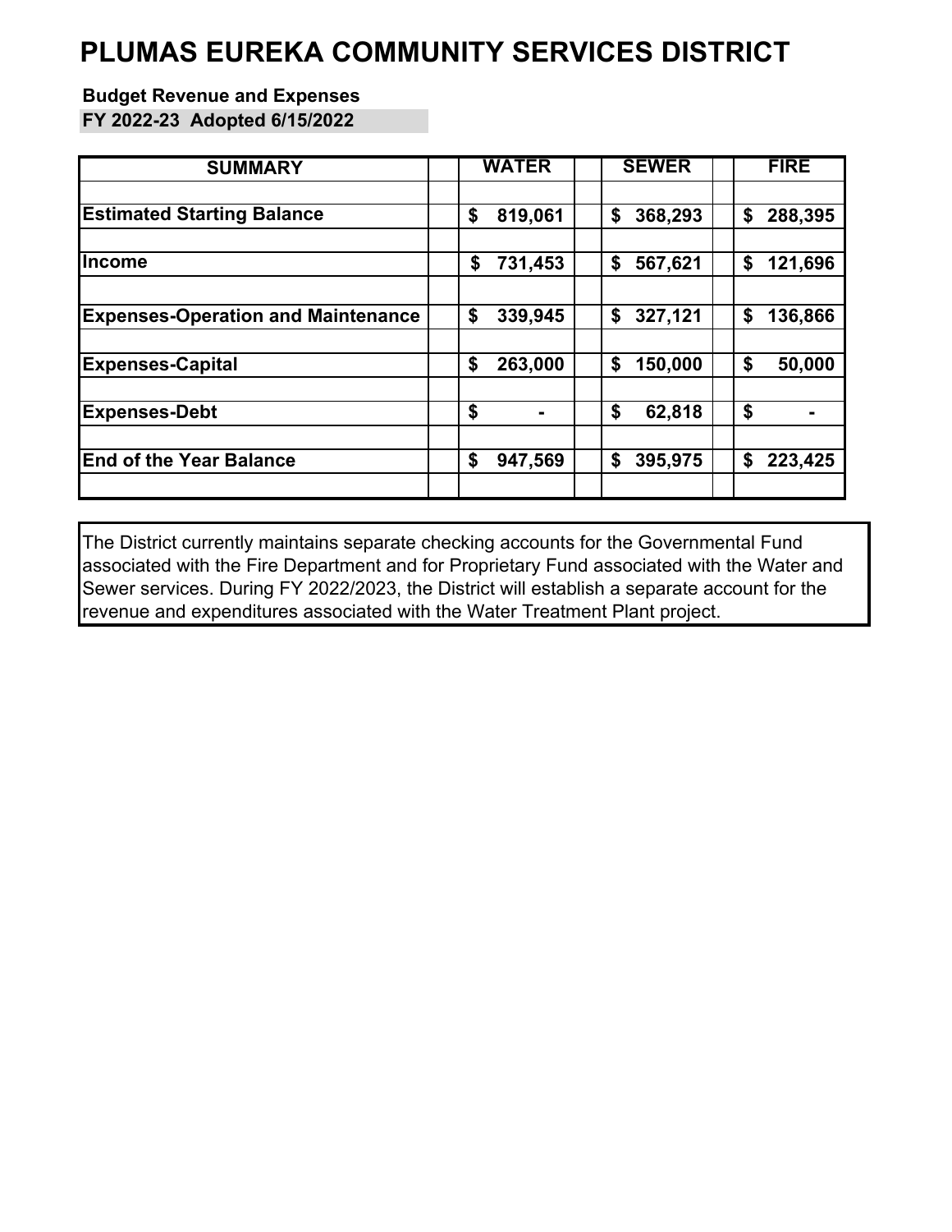# PLUMAS EUREKA COMMUNITY SERVICES DISTRICT

**Budget Revenue and Expenses**

**FY 2022-23 Adopted 6/15/2022**

| SUMMARY | WATER | SEWER | FIRE |
|---|---|---|---|
| **Estimated Starting Balance** | **$ 819,061** | **$ 368,293** | **$ 288,395** |
| **Income** | **$ 731,453** | **$ 567,621** | **$ 121,696** |
| **Expenses-Operation and Maintenance** | **$ 339,945** | **$ 327,121** | **$ 136,866** |
| **Expenses-Capital** | **$ 263,000** | **$ 150,000** | **$ 50,000** |
| **Expenses-Debt** | **$ -** | **$ 62,818** | **$ -** |
| **End of the Year Balance** | **$ 947,569** | **$ 395,975** | **$ 223,425** |

The District currently maintains separate checking accounts for the Governmental Fund associated with the Fire Department and for Proprietary Fund associated with the Water and Sewer services. During FY 2022/2023, the District will establish a separate account for the revenue and expenditures associated with the Water Treatment Plant project.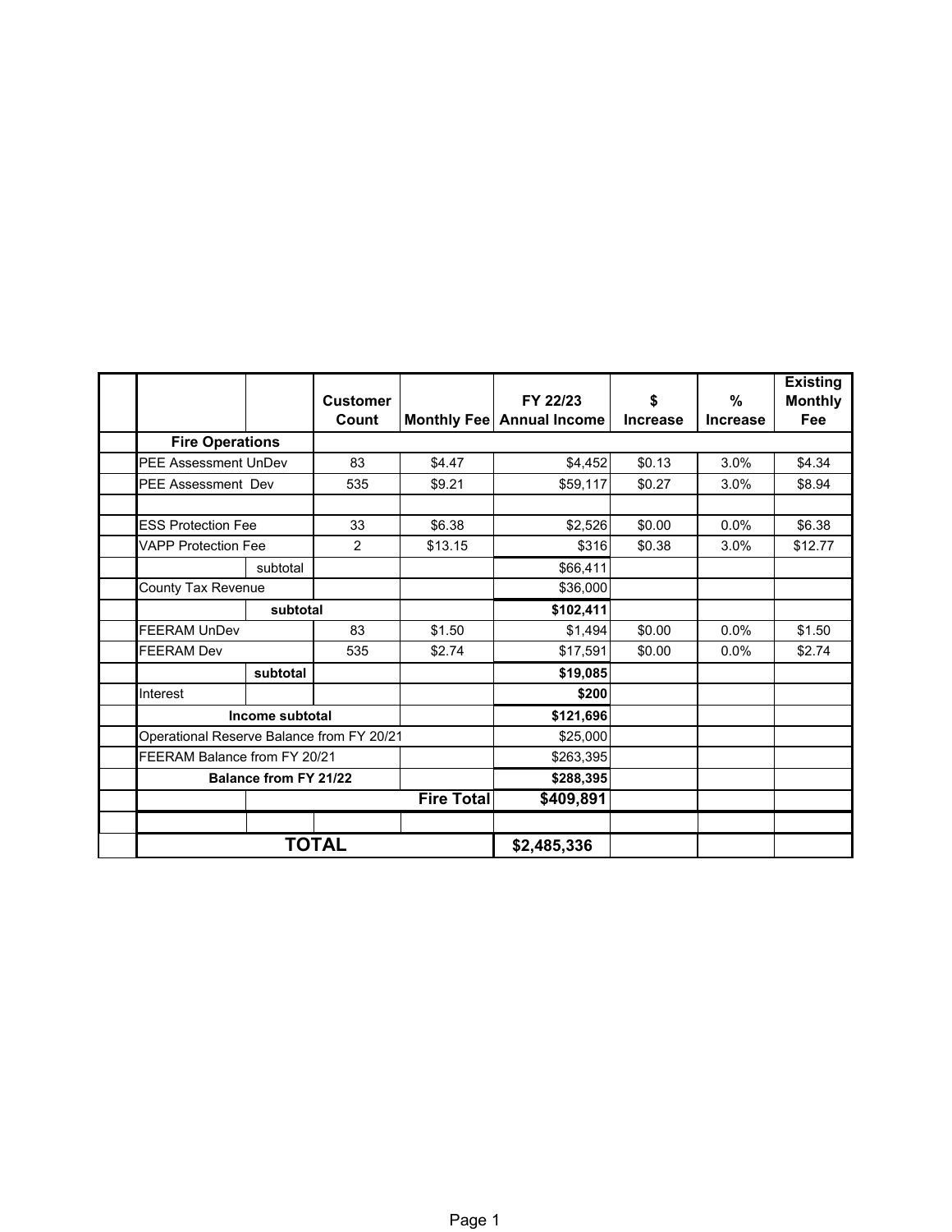| | | Customer Count | Monthly Fee | FY 22/23 Annual Income | $ Increase | % Increase | Existing Monthly Fee |
|---|---|---|---|---|---|---|---|
| **Fire Operations** | | | | | | | |
| PEE Assessment UnDev | | 83 | $4.47 | $4,452 | $0.13 | 3.0% | $4.34 |
| PEE Assessment Dev | | 535 | $9.21 | $59,117 | $0.27 | 3.0% | $8.94 |
| | | | | | | | |
| ESS Protection Fee | | 33 | $6.38 | $2,526 | $0.00 | 0.0% | $6.38 |
| VAPP Protection Fee | | 2 | $13.15 | $316 | $0.38 | 3.0% | $12.77 |
| | subtotal | | | $66,411 | | | |
| County Tax Revenue | | | | $36,000 | | | |
| | **subtotal** | | | **$102,411** | | | |
| FEERAM UnDev | | 83 | $1.50 | $1,494 | $0.00 | 0.0% | $1.50 |
| FEERAM Dev | | 535 | $2.74 | $17,591 | $0.00 | 0.0% | $2.74 |
| | **subtotal** | | | **$19,085** | | | |
| Interest | | | | **$200** | | | |
| **Income subtotal** | | | | **$121,696** | | | |
| Operational Reserve Balance from FY 20/21 | | | | $25,000 | | | |
| FEERAM Balance from FY 20/21 | | | | $263,395 | | | |
| **Balance from FY 21/22** | | | | **$288,395** | | | |
| | | | **Fire Total** | **$409,891** | | | |
| | | | | | | | |
| **TOTAL** | | | | **$2,485,336** | | | |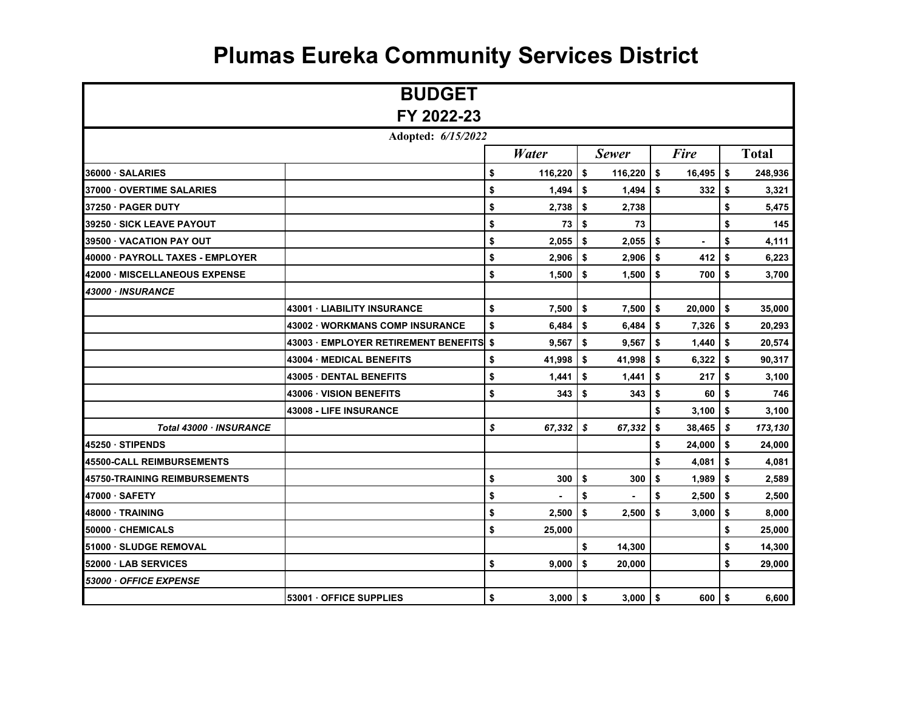# Plumas Eureka Community Services District

## BUDGET
## FY 2022-23

**Adopted:** *6/15/2022*

| | | *Water* | *Sewer* | *Fire* | **Total** |
|---|---|---|---|---|---|
| **36000 · SALARIES** | | $ 116,220 | $ 116,220 | $ 16,495 | $ 248,936 |
| **37000 · OVERTIME SALARIES** | | $ 1,494 | $ 1,494 | $ 332 | $ 3,321 |
| **37250 · PAGER DUTY** | | $ 2,738 | $ 2,738 | | $ 5,475 |
| **39250 · SICK LEAVE PAYOUT** | | $ 73 | $ 73 | | $ 145 |
| **39500 · VACATION PAY OUT** | | $ 2,055 | $ 2,055 | $ - | $ 4,111 |
| **40000 · PAYROLL TAXES - EMPLOYER** | | $ 2,906 | $ 2,906 | $ 412 | $ 6,223 |
| **42000 · MISCELLANEOUS EXPENSE** | | $ 1,500 | $ 1,500 | $ 700 | $ 3,700 |
| ***43000 · INSURANCE*** | | | | | |
| | **43001 · LIABILITY INSURANCE** | $ 7,500 | $ 7,500 | $ 20,000 | $ 35,000 |
| | **43002 · WORKMANS COMP INSURANCE** | $ 6,484 | $ 6,484 | $ 7,326 | $ 20,293 |
| | **43003 · EMPLOYER RETIREMENT BENEFITS** | $ 9,567 | $ 9,567 | $ 1,440 | $ 20,574 |
| | **43004 · MEDICAL BENEFITS** | $ 41,998 | $ 41,998 | $ 6,322 | $ 90,317 |
| | **43005 · DENTAL BENEFITS** | $ 1,441 | $ 1,441 | $ 217 | $ 3,100 |
| | **43006 · VISION BENEFITS** | $ 343 | $ 343 | $ 60 | $ 746 |
| | **43008 - LIFE INSURANCE** | | | $ 3,100 | $ 3,100 |
| ***Total 43000 · INSURANCE*** | | *$ 67,332* | *$ 67,332* | $ 38,465 | *$ 173,130* |
| **45250 · STIPENDS** | | | | $ 24,000 | $ 24,000 |
| **45500-CALL REIMBURSEMENTS** | | | | $ 4,081 | $ 4,081 |
| **45750-TRAINING REIMBURSEMENTS** | | $ 300 | $ 300 | $ 1,989 | $ 2,589 |
| **47000 · SAFETY** | | $ - | $ - | $ 2,500 | $ 2,500 |
| **48000 · TRAINING** | | $ 2,500 | $ 2,500 | $ 3,000 | $ 8,000 |
| **50000 · CHEMICALS** | | $ 25,000 | | | $ 25,000 |
| **51000 · SLUDGE REMOVAL** | | | $ 14,300 | | $ 14,300 |
| **52000 · LAB SERVICES** | | $ 9,000 | $ 20,000 | | $ 29,000 |
| ***53000 · OFFICE EXPENSE*** | | | | | |
| | **53001 · OFFICE SUPPLIES** | $ 3,000 | $ 3,000 | $ 600 | $ 6,600 |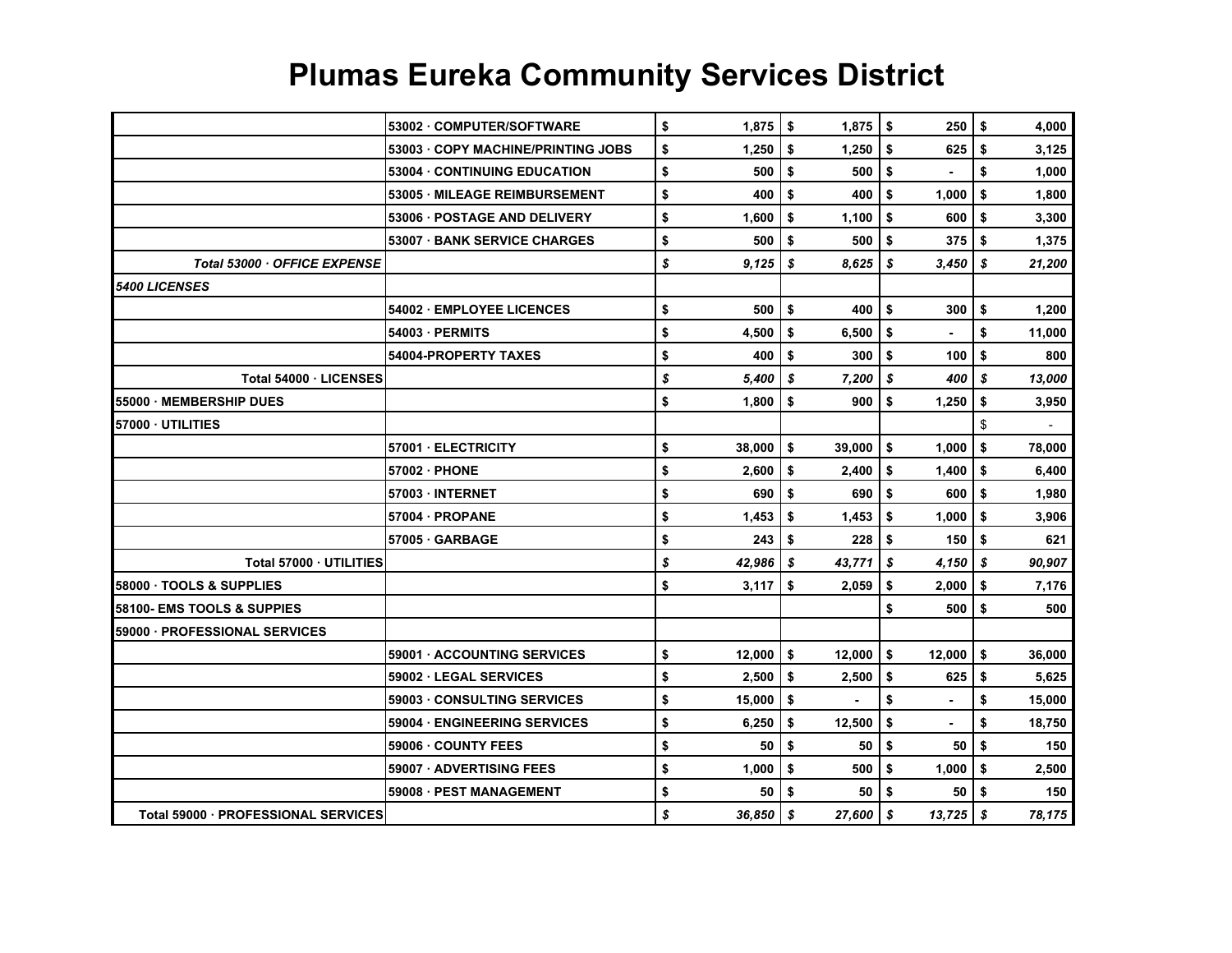# Plumas Eureka Community Services District

| | | | | | |
|---|---|---|---|---|---|
| | 53002 · COMPUTER/SOFTWARE | $ 1,875 | $ 1,875 | $ 250 | $ 4,000 |
| | 53003 · COPY MACHINE/PRINTING JOBS | $ 1,250 | $ 1,250 | $ 625 | $ 3,125 |
| | 53004 · CONTINUING EDUCATION | $ 500 | $ 500 | $ - | $ 1,000 |
| | 53005 · MILEAGE REIMBURSEMENT | $ 400 | $ 400 | $ 1,000 | $ 1,800 |
| | 53006 · POSTAGE AND DELIVERY | $ 1,600 | $ 1,100 | $ 600 | $ 3,300 |
| | 53007 · BANK SERVICE CHARGES | $ 500 | $ 500 | $ 375 | $ 1,375 |
| ***Total 53000 · OFFICE EXPENSE*** | | ***$ 9,125*** | ***$ 8,625*** | ***$ 3,450*** | ***$ 21,200*** |
| ***5400 LICENSES*** | | | | | |
| | 54002 · EMPLOYEE LICENCES | $ 500 | $ 400 | $ 300 | $ 1,200 |
| | 54003 · PERMITS | $ 4,500 | $ 6,500 | $ - | $ 11,000 |
| | 54004-PROPERTY TAXES | $ 400 | $ 300 | $ 100 | $ 800 |
| **Total 54000 · LICENSES** | | ***$ 5,400*** | ***$ 7,200*** | ***$ 400*** | ***$ 13,000*** |
| **55000 · MEMBERSHIP DUES** | | $ 1,800 | $ 900 | $ 1,250 | $ 3,950 |
| **57000 · UTILITIES** | | | | | $ - |
| | 57001 · ELECTRICITY | $ 38,000 | $ 39,000 | $ 1,000 | $ 78,000 |
| | 57002 · PHONE | $ 2,600 | $ 2,400 | $ 1,400 | $ 6,400 |
| | 57003 · INTERNET | $ 690 | $ 690 | $ 600 | $ 1,980 |
| | 57004 · PROPANE | $ 1,453 | $ 1,453 | $ 1,000 | $ 3,906 |
| | 57005 · GARBAGE | $ 243 | $ 228 | $ 150 | $ 621 |
| **Total 57000 · UTILITIES** | | ***$ 42,986*** | ***$ 43,771*** | ***$ 4,150*** | ***$ 90,907*** |
| **58000 · TOOLS & SUPPLIES** | | $ 3,117 | $ 2,059 | $ 2,000 | $ 7,176 |
| **58100- EMS TOOLS & SUPPIES** | | | | $ 500 | $ 500 |
| **59000 · PROFESSIONAL SERVICES** | | | | | |
| | 59001 · ACCOUNTING SERVICES | $ 12,000 | $ 12,000 | $ 12,000 | $ 36,000 |
| | 59002 · LEGAL SERVICES | $ 2,500 | $ 2,500 | $ 625 | $ 5,625 |
| | 59003 · CONSULTING SERVICES | $ 15,000 | $ - | $ - | $ 15,000 |
| | 59004 · ENGINEERING SERVICES | $ 6,250 | $ 12,500 | $ - | $ 18,750 |
| | 59006 · COUNTY FEES | $ 50 | $ 50 | $ 50 | $ 150 |
| | 59007 · ADVERTISING FEES | $ 1,000 | $ 500 | $ 1,000 | $ 2,500 |
| | 59008 · PEST MANAGEMENT | $ 50 | $ 50 | $ 50 | $ 150 |
| **Total 59000 · PROFESSIONAL SERVICES** | | ***$ 36,850*** | ***$ 27,600*** | ***$ 13,725*** | ***$ 78,175*** |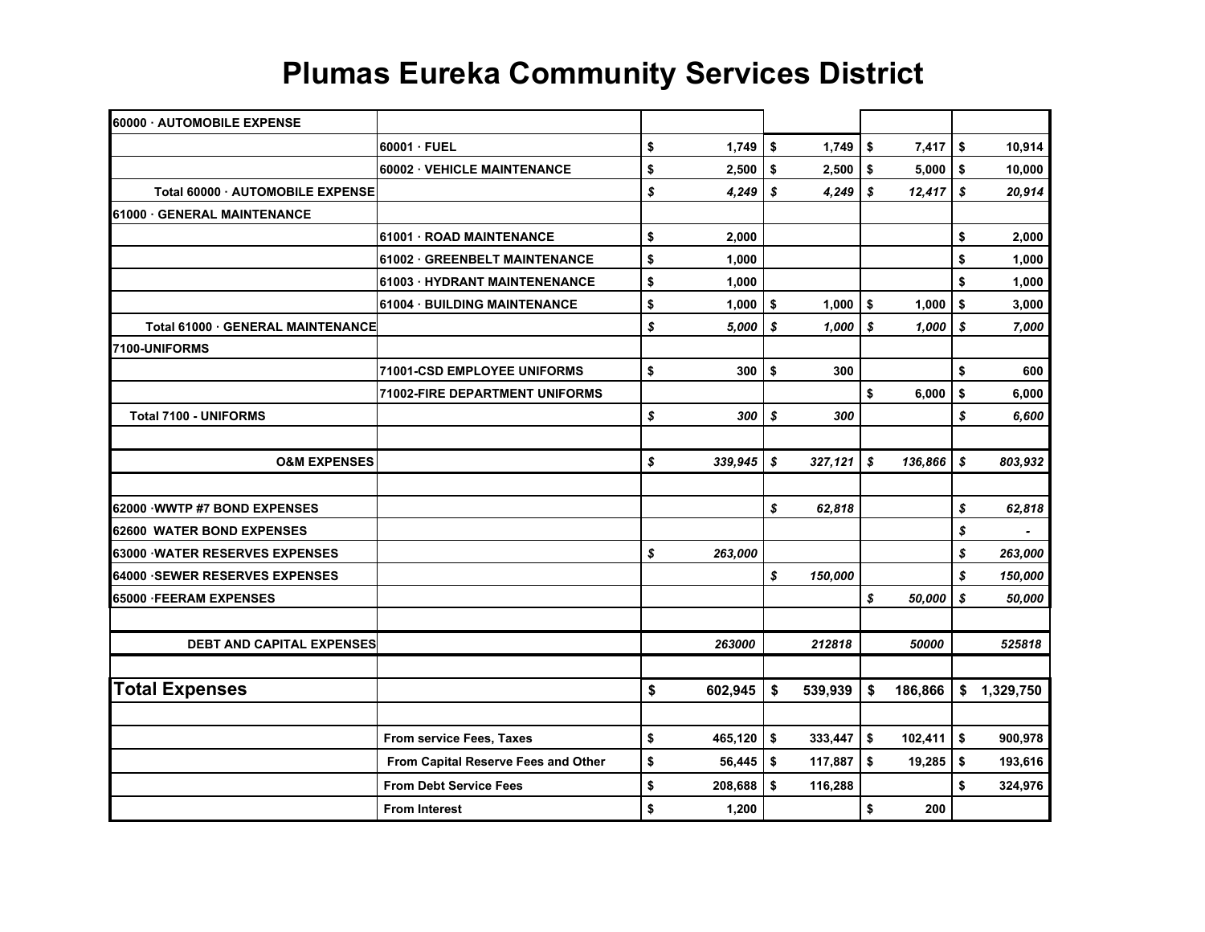# Plumas Eureka Community Services District

| | | | | | |
|---|---|---|---|---|---|
| 60000 · AUTOMOBILE EXPENSE | | | | | |
| | 60001 · FUEL | $ 1,749 | $ 1,749 | $ 7,417 | $ 10,914 |
| | 60002 · VEHICLE MAINTENANCE | $ 2,500 | $ 2,500 | $ 5,000 | $ 10,000 |
| Total 60000 · AUTOMOBILE EXPENSE | | *$ 4,249* | *$ 4,249* | *$ 12,417* | *$ 20,914* |
| 61000 · GENERAL MAINTENANCE | | | | | |
| | 61001 · ROAD MAINTENANCE | $ 2,000 | | | $ 2,000 |
| | 61002 · GREENBELT MAINTENANCE | $ 1,000 | | | $ 1,000 |
| | 61003 · HYDRANT MAINTENENANCE | $ 1,000 | | | $ 1,000 |
| | 61004 · BUILDING MAINTENANCE | $ 1,000 | $ 1,000 | $ 1,000 | $ 3,000 |
| Total 61000 · GENERAL MAINTENANCE | | *$ 5,000* | *$ 1,000* | *$ 1,000* | *$ 7,000* |
| 7100-UNIFORMS | | | | | |
| | 71001-CSD EMPLOYEE UNIFORMS | $ 300 | $ 300 | | $ 600 |
| | 71002-FIRE DEPARTMENT UNIFORMS | | | $ 6,000 | $ 6,000 |
| Total 7100 - UNIFORMS | | *$ 300* | *$ 300* | | *$ 6,600* |
| | | | | | |
| O&M EXPENSES | | *$ 339,945* | *$ 327,121* | *$ 136,866* | *$ 803,932* |
| | | | | | |
| 62000 ·WWTP #7 BOND EXPENSES | | | *$ 62,818* | | *$ 62,818* |
| 62600 WATER BOND EXPENSES | | | | | *$ -* |
| 63000 ·WATER RESERVES EXPENSES | | *$ 263,000* | | | *$ 263,000* |
| 64000 ·SEWER RESERVES EXPENSES | | | *$ 150,000* | | *$ 150,000* |
| 65000 ·FEERAM EXPENSES | | | | *$ 50,000* | *$ 50,000* |
| | | | | | |
| DEBT AND CAPITAL EXPENSES | | *263000* | *212818* | *50000* | *525818* |
| | | | | | |
| **Total Expenses** | | $ 602,945 | $ 539,939 | $ 186,866 | $ 1,329,750 |
| | | | | | |
| | From service Fees, Taxes | $ 465,120 | $ 333,447 | $ 102,411 | $ 900,978 |
| | From Capital Reserve Fees and Other | $ 56,445 | $ 117,887 | $ 19,285 | $ 193,616 |
| | From Debt Service Fees | $ 208,688 | $ 116,288 | | $ 324,976 |
| | From Interest | $ 1,200 | | $ 200 | |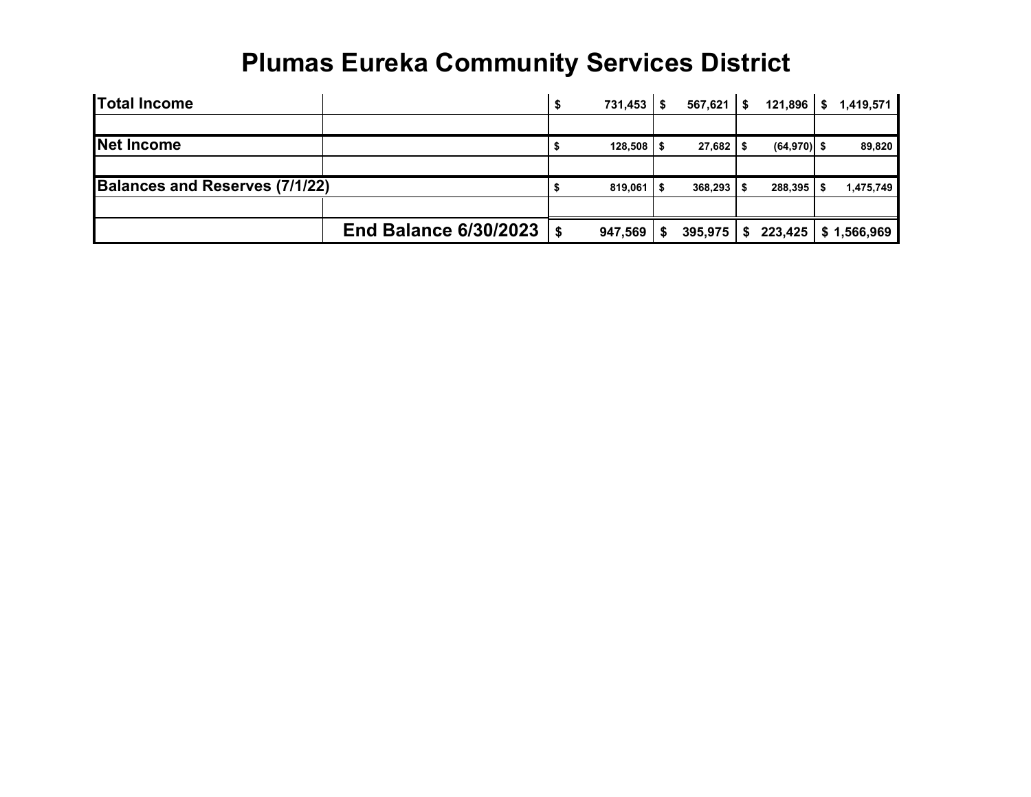# Plumas Eureka Community Services District

| | | | | | |
|---|---|---|---|---|---|
| **Total Income** | | **$ 731,453** | **$ 567,621** | **$ 121,896** | **$ 1,419,571** |
| | | | | | |
| **Net Income** | | **$ 128,508** | **$ 27,682** | **$ (64,970)** | **$ 89,820** |
| | | | | | |
| **Balances and Reserves (7/1/22)** | | **$ 819,061** | **$ 368,293** | **$ 288,395** | **$ 1,475,749** |
| | | | | | |
| | **End Balance 6/30/2023** | **$ 947,569** | **$ 395,975** | **$ 223,425** | **$ 1,566,969** |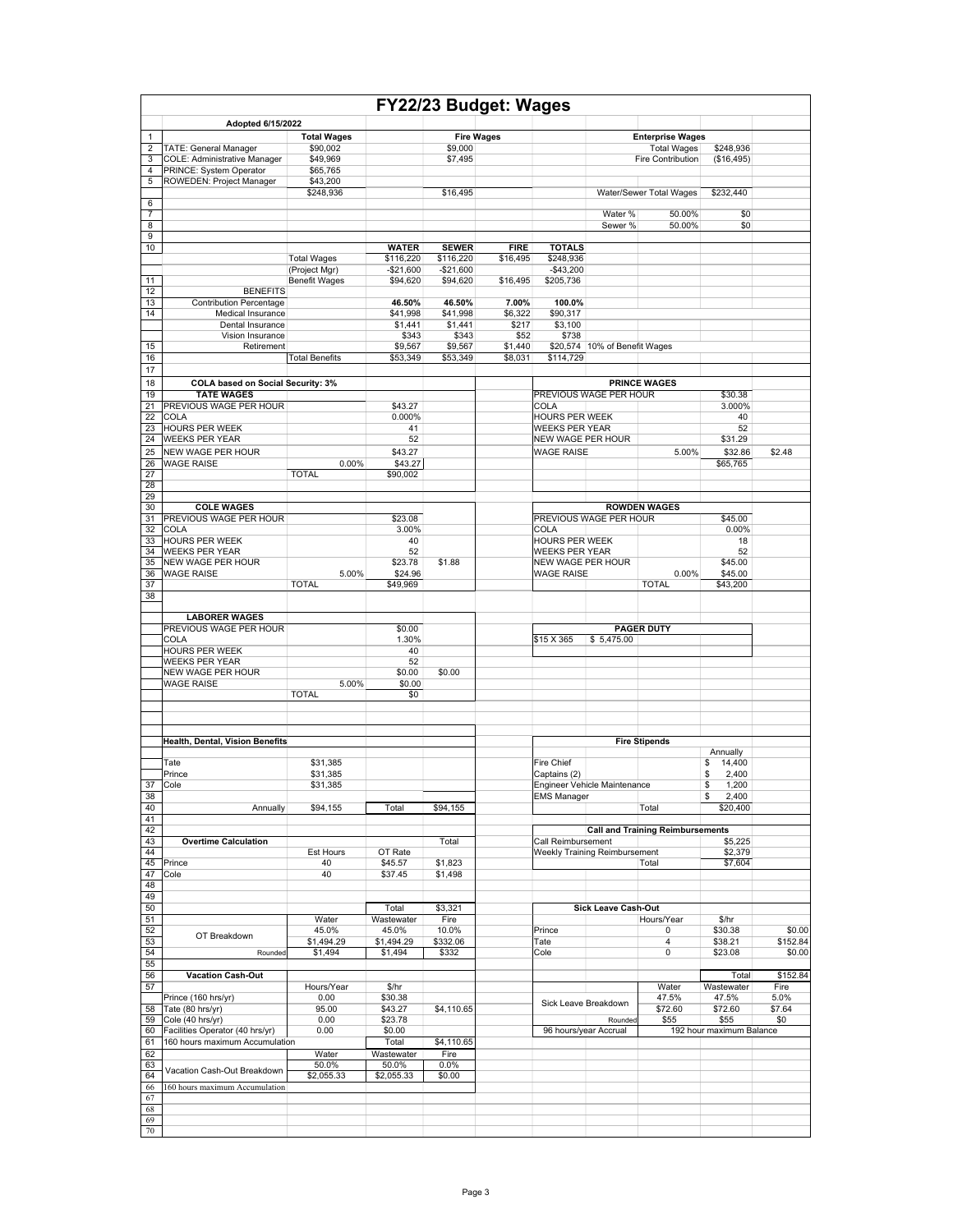# FY22/23 Budget: Wages

**Adopted 6/15/2022**

| # | | Total Wages | | Fire Wages | | | | Enterprise Wages | | |
|---|---|---|---|---|---|---|---|---|---|---|
| 1 | | **Total Wages** | | **Fire Wages** | | | | **Enterprise Wages** | | |
| 2 | TATE: General Manager | $90,002 | | $9,000 | | | | Total Wages | $248,936 | |
| 3 | COLE: Administrative Manager | $49,969 | | $7,495 | | | | Fire Contribution | ($16,495) | |
| 4 | PRINCE: System Operator | $65,765 | | | | | | | | |
| 5 | ROWEDEN: Project Manager | $43,200 | | | | | | | | |
| | | $248,936 | | $16,495 | | | Water/Sewer Total Wages | | $232,440 | |
| 6 | | | | | | | | | | |
| 7 | | | | | | | Water % | 50.00% | $0 | |
| 8 | | | | | | | Sewer % | 50.00% | $0 | |
| 9 | | | | | | | | | | |
| 10 | | | **WATER** | **SEWER** | **FIRE** | **TOTALS** | | | | |
| | | Total Wages | $116,220 | $116,220 | $16,495 | $248,936 | | | | |
| | | (Project Mgr) | -$21,600 | -$21,600 | | -$43,200 | | | | |
| 11 | | Benefit Wages | $94,620 | $94,620 | $16,495 | $205,736 | | | | |
| 12 | **BENEFITS** | | | | | | | | | |
| 13 | Contribution Percentage | | **46.50%** | **46.50%** | **7.00%** | **100.0%** | | | | |
| 14 | Medical Insurance | | $41,998 | $41,998 | $6,322 | $90,317 | | | | |
| | Dental Insurance | | $1,441 | $1,441 | $217 | $3,100 | | | | |
| | Vision Insurance | | $343 | $343 | $52 | $738 | | | | |
| 15 | Retirement | | $9,567 | $9,567 | $1,440 | $20,574 | 10% of Benefit Wages | | | |
| 16 | | Total Benefits | $53,349 | $53,349 | $8,031 | $114,729 | | | | |
| 17 | | | | | | | | | | |

**COLA based on Social Security: 3%**

| # | TATE WAGES | | | |
|---|---|---|---|---|
| 21 | PREVIOUS WAGE PER HOUR | | $43.27 | |
| 22 | COLA | | 0.000% | |
| 23 | HOURS PER WEEK | | 41 | |
| 24 | WEEKS PER YEAR | | 52 | |
| 25 | NEW WAGE PER HOUR | | $43.27 | |
| 26 | WAGE RAISE | 0.00% | $43.27 | |
| 27 | | TOTAL | $90,002 | |

| PRINCE WAGES | | | |
|---|---|---|---|
| PREVIOUS WAGE PER HOUR | | $30.38 | |
| COLA | | 3.000% | |
| HOURS PER WEEK | | 40 | |
| WEEKS PER YEAR | | 52 | |
| NEW WAGE PER HOUR | | $31.29 | |
| WAGE RAISE | 5.00% | $32.86 | $2.48 |
| | | $65,765 | |

| # | COLE WAGES | | | |
|---|---|---|---|---|
| 31 | PREVIOUS WAGE PER HOUR | | $23.08 | |
| 32 | COLA | | 3.00% | |
| 33 | HOURS PER WEEK | | 40 | |
| 34 | WEEKS PER YEAR | | 52 | |
| 35 | NEW WAGE PER HOUR | | $23.78 | $1.88 |
| 36 | WAGE RAISE | 5.00% | $24.96 | |
| 37 | | TOTAL | $49,969 | |

| ROWDEN WAGES | | |
|---|---|---|
| PREVIOUS WAGE PER HOUR | | $45.00 |
| COLA | | 0.00% |
| HOURS PER WEEK | | 18 |
| WEEKS PER YEAR | | 52 |
| NEW WAGE PER HOUR | | $45.00 |
| WAGE RAISE | 0.00% | $45.00 |
| | TOTAL | $43,200 |

| LABORER WAGES | | | |
|---|---|---|---|
| PREVIOUS WAGE PER HOUR | | $0.00 | |
| COLA | | 1.30% | |
| HOURS PER WEEK | | 40 | |
| WEEKS PER YEAR | | 52 | |
| NEW WAGE PER HOUR | | $0.00 | $0.00 |
| WAGE RAISE | 5.00% | $0.00 | |
| | TOTAL | $0 | |

| PAGER DUTY | |
|---|---|
| $15 X 365 | $ 5,475.00 |

| # | Health, Dental, Vision Benefits | | | |
|---|---|---|---|---|
| | Tate | $31,385 | | |
| | Prince | $31,385 | | |
| 37 | Cole | $31,385 | | |
| 40 | Annually | $94,155 | Total | $94,155 |

| Fire Stipends | Annually |
|---|---|
| Fire Chief | $ 14,400 |
| Captains (2) | $ 2,400 |
| Engineer Vehicle Maintenance | $ 1,200 |
| EMS Manager | $ 2,400 |
| Total | $20,400 |

| Call and Training Reimbursements | |
|---|---|
| Call Reimbursement | $5,225 |
| Weekly Training Reimbursement | $2,379 |
| Total | $7,604 |

| # | Overtime Calculation | | | Total |
|---|---|---|---|---|
| 44 | | Est Hours | OT Rate | |
| 45 | Prince | 40 | $45.57 | $1,823 |
| 47 | Cole | 40 | $37.45 | $1,498 |
| 50 | | | Total | $3,321 |
| 51 | | Water | Wastewater | Fire |
| 52 | OT Breakdown | 45.0% | 45.0% | 10.0% |
| 53 | | $1,494.29 | $1,494.29 | $332.06 |
| 54 | Rounded | $1,494 | $1,494 | $332 |

| Sick Leave Cash-Out | Hours/Year | $/hr | |
|---|---|---|---|
| Prince | 0 | $30.38 | $0.00 |
| Tate | 4 | $38.21 | $152.84 |
| Cole | 0 | $23.08 | $0.00 |
| | | Total | $152.84 |
| | Water | Wastewater | Fire |
| Sick Leave Breakdown | 47.5% | 47.5% | 5.0% |
| | $72.60 | $72.60 | $7.64 |
| Rounded | $55 | $55 | $0 |
| 96 hours/year Accrual | 192 hour maximum Balance | | |

| # | Vacation Cash-Out | | | |
|---|---|---|---|---|
| 57 | | Hours/Year | $/hr | |
| | Prince (160 hrs/yr) | 0.00 | $30.38 | |
| 58 | Tate (80 hrs/yr) | 95.00 | $43.27 | $4,110.65 |
| 59 | Cole (40 hrs/yr) | 0.00 | $23.78 | |
| 60 | Facilities Operator (40 hrs/yr) | 0.00 | $0.00 | |
| 61 | 160 hours maximum Accumulation | | Total | $4,110.65 |
| 62 | | Water | Wastewater | Fire |
| 63 | Vacation Cash-Out Breakdown | 50.0% | 50.0% | 0.0% |
| 64 | | $2,055.33 | $2,055.33 | $0.00 |
| 66 | 160 hours maximum Accumulation | | | |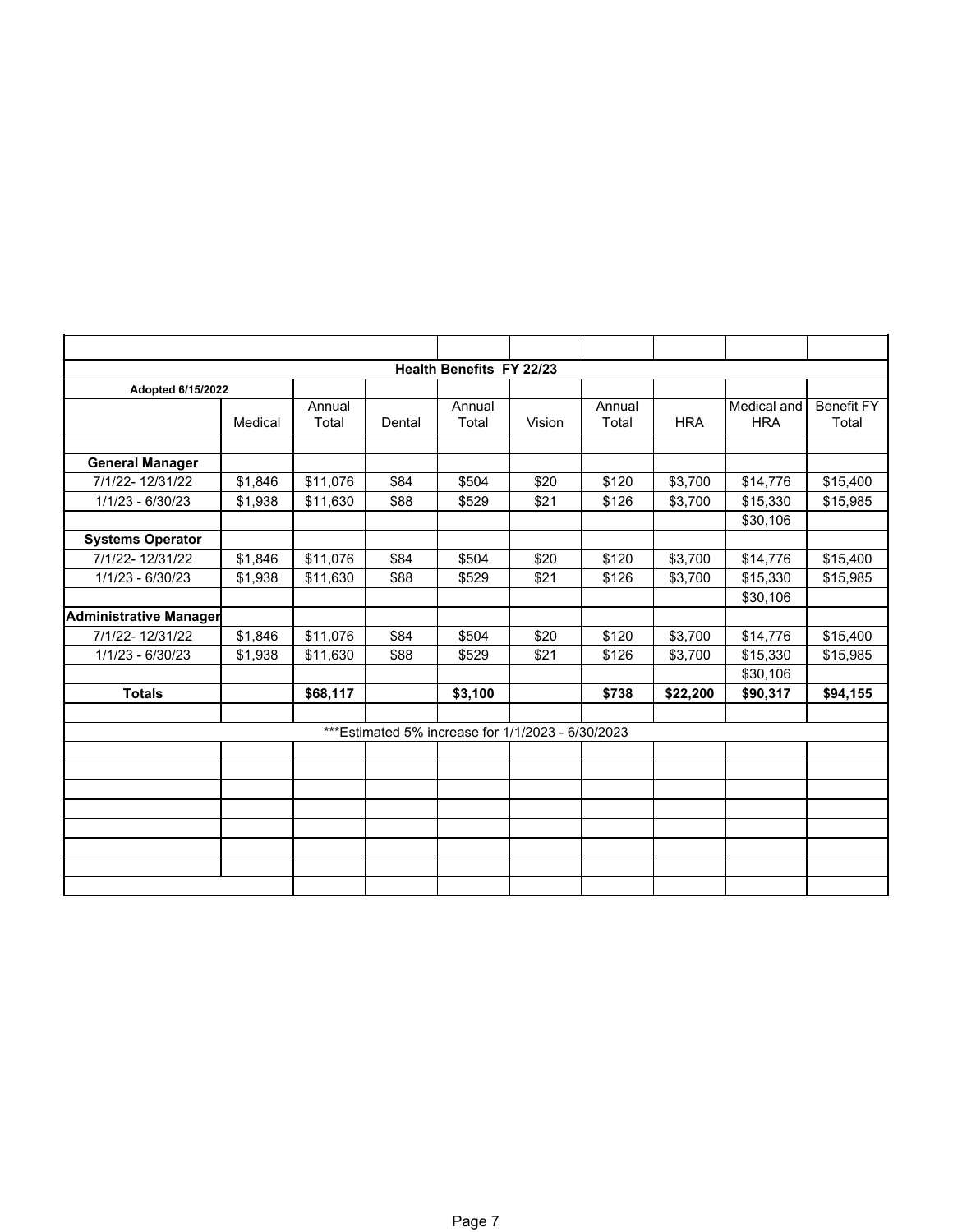## Health Benefits FY 22/23

Adopted 6/15/2022

| | Medical | Annual Total | Dental | Annual Total | Vision | Annual Total | HRA | Medical and HRA | Benefit FY Total |
|---|---|---|---|---|---|---|---|---|---|
| **General Manager** | | | | | | | | | |
| 7/1/22- 12/31/22 | $1,846 | $11,076 | $84 | $504 | $20 | $120 | $3,700 | $14,776 | $15,400 |
| 1/1/23 - 6/30/23 | $1,938 | $11,630 | $88 | $529 | $21 | $126 | $3,700 | $15,330 | $15,985 |
| | | | | | | | | $30,106 | |
| **Systems Operator** | | | | | | | | | |
| 7/1/22- 12/31/22 | $1,846 | $11,076 | $84 | $504 | $20 | $120 | $3,700 | $14,776 | $15,400 |
| 1/1/23 - 6/30/23 | $1,938 | $11,630 | $88 | $529 | $21 | $126 | $3,700 | $15,330 | $15,985 |
| | | | | | | | | $30,106 | |
| **Administrative Manager** | | | | | | | | | |
| 7/1/22- 12/31/22 | $1,846 | $11,076 | $84 | $504 | $20 | $120 | $3,700 | $14,776 | $15,400 |
| 1/1/23 - 6/30/23 | $1,938 | $11,630 | $88 | $529 | $21 | $126 | $3,700 | $15,330 | $15,985 |
| | | | | | | | | $30,106 | |
| **Totals** | | **$68,117** | | **$3,100** | | **$738** | **$22,200** | **$90,317** | **$94,155** |

***Estimated 5% increase for 1/1/2023 - 6/30/2023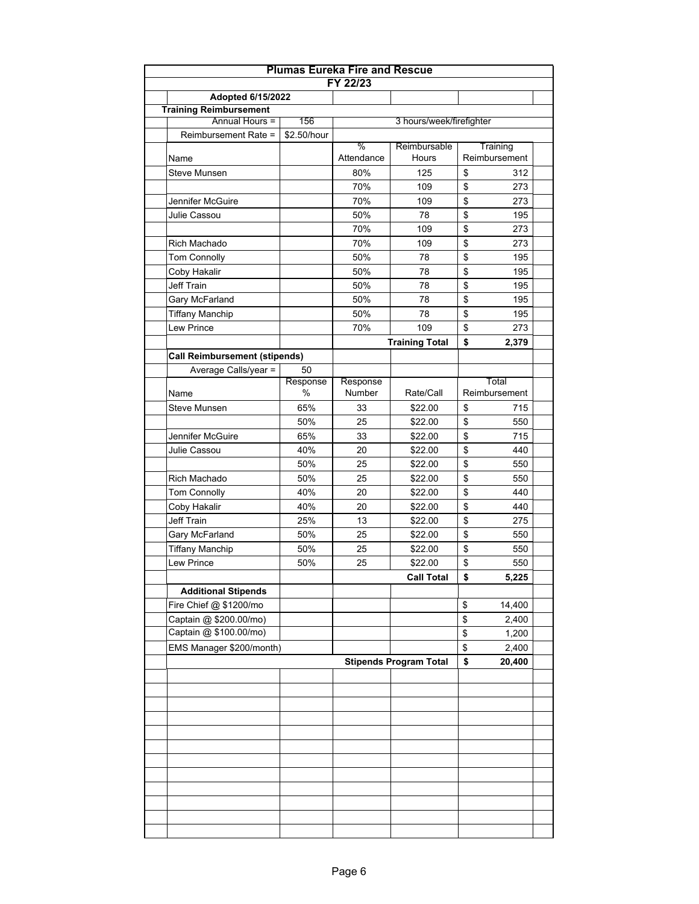# Plumas Eureka Fire and Rescue

## FY 22/23

**Adopted 6/15/2022**

### Training Reimbursement

| | | | | |
|---|---|---|---|---|
| Annual Hours = | 156 | 3 hours/week/firefighter | | |
| Reimbursement Rate = | $2.50/hour | | | |
| Name | | % Attendance | Reimbursable Hours | Training Reimbursement |
| Steve Munsen | | 80% | 125 | $ 312 |
| | | 70% | 109 | $ 273 |
| Jennifer McGuire | | 70% | 109 | $ 273 |
| Julie Cassou | | 50% | 78 | $ 195 |
| | | 70% | 109 | $ 273 |
| Rich Machado | | 70% | 109 | $ 273 |
| Tom Connolly | | 50% | 78 | $ 195 |
| Coby Hakalir | | 50% | 78 | $ 195 |
| Jeff Train | | 50% | 78 | $ 195 |
| Gary McFarland | | 50% | 78 | $ 195 |
| Tiffany Manchip | | 50% | 78 | $ 195 |
| Lew Prince | | 70% | 109 | $ 273 |
| | | | **Training Total** | **$ 2,379** |

### Call Reimbursement (stipends)

| | | | | |
|---|---|---|---|---|
| Average Calls/year = | 50 | | | |
| Name | Response % | Response Number | Rate/Call | Total Reimbursement |
| Steve Munsen | 65% | 33 | $22.00 | $ 715 |
| | 50% | 25 | $22.00 | $ 550 |
| Jennifer McGuire | 65% | 33 | $22.00 | $ 715 |
| Julie Cassou | 40% | 20 | $22.00 | $ 440 |
| | 50% | 25 | $22.00 | $ 550 |
| Rich Machado | 50% | 25 | $22.00 | $ 550 |
| Tom Connolly | 40% | 20 | $22.00 | $ 440 |
| Coby Hakalir | 40% | 20 | $22.00 | $ 440 |
| Jeff Train | 25% | 13 | $22.00 | $ 275 |
| Gary McFarland | 50% | 25 | $22.00 | $ 550 |
| Tiffany Manchip | 50% | 25 | $22.00 | $ 550 |
| Lew Prince | 50% | 25 | $22.00 | $ 550 |
| | | | **Call Total** | **$ 5,225** |

### Additional Stipends

| | |
|---|---|
| Fire Chief @ $1200/mo | $ 14,400 |
| Captain @ $200.00/mo) | $ 2,400 |
| Captain @ $100.00/mo) | $ 1,200 |
| EMS Manager $200/month) | $ 2,400 |
| **Stipends Program Total** | **$ 20,400** |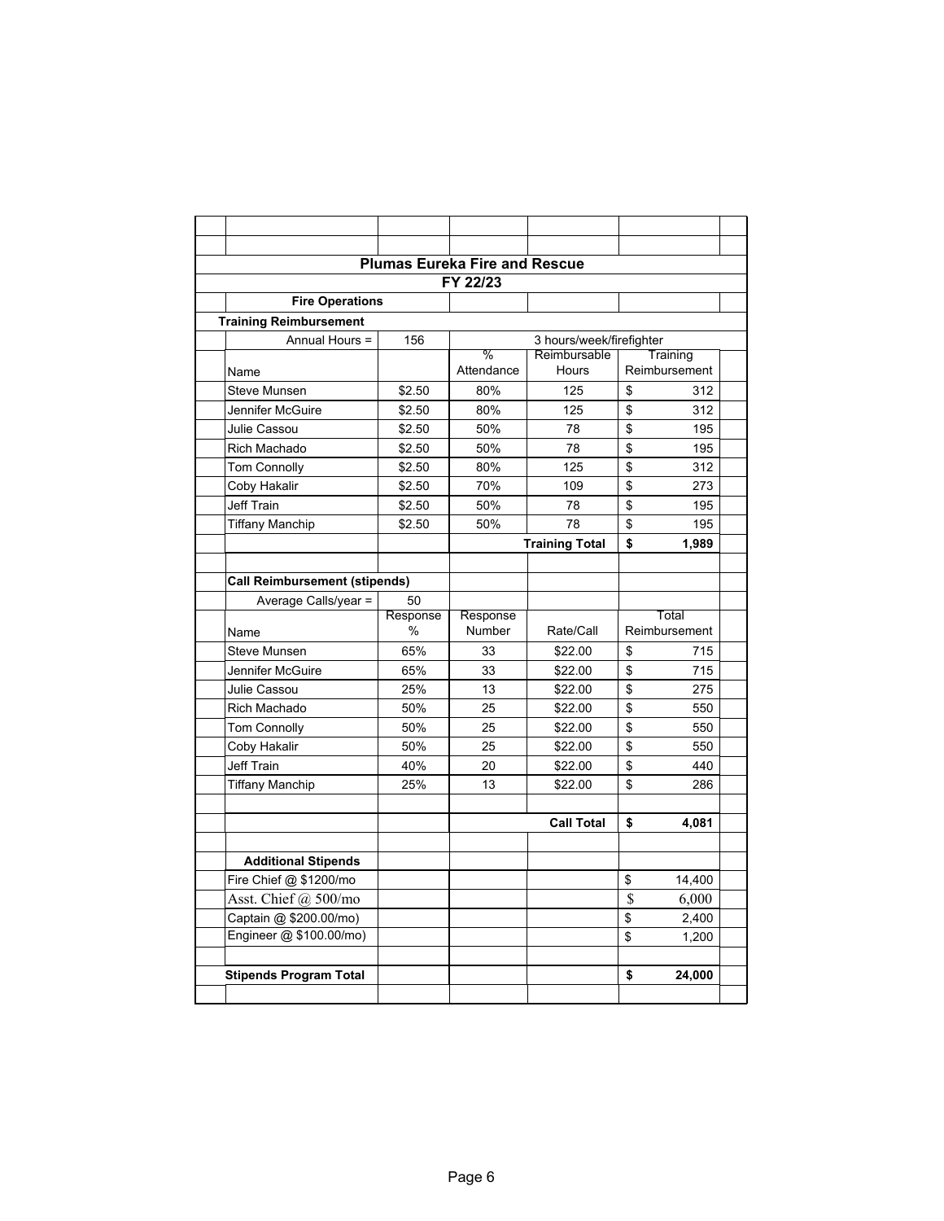# Plumas Eureka Fire and Rescue

## FY 22/23

### Fire Operations

**Training Reimbursement**

| Annual Hours = | 156 | 3 hours/week/firefighter | | |
|---|---|---|---|---|
| Name | | % Attendance | Reimbursable Hours | Training Reimbursement |
| Steve Munsen | $2.50 | 80% | 125 | $ 312 |
| Jennifer McGuire | $2.50 | 80% | 125 | $ 312 |
| Julie Cassou | $2.50 | 50% | 78 | $ 195 |
| Rich Machado | $2.50 | 50% | 78 | $ 195 |
| Tom Connolly | $2.50 | 80% | 125 | $ 312 |
| Coby Hakalir | $2.50 | 70% | 109 | $ 273 |
| Jeff Train | $2.50 | 50% | 78 | $ 195 |
| Tiffany Manchip | $2.50 | 50% | 78 | $ 195 |
| | | | **Training Total** | **$ 1,989** |

**Call Reimbursement (stipends)**

| Average Calls/year = | 50 | | | |
|---|---|---|---|---|
| Name | Response % | Response Number | Rate/Call | Total Reimbursement |
| Steve Munsen | 65% | 33 | $22.00 | $ 715 |
| Jennifer McGuire | 65% | 33 | $22.00 | $ 715 |
| Julie Cassou | 25% | 13 | $22.00 | $ 275 |
| Rich Machado | 50% | 25 | $22.00 | $ 550 |
| Tom Connolly | 50% | 25 | $22.00 | $ 550 |
| Coby Hakalir | 50% | 25 | $22.00 | $ 550 |
| Jeff Train | 40% | 20 | $22.00 | $ 440 |
| Tiffany Manchip | 25% | 13 | $22.00 | $ 286 |
| | | | **Call Total** | **$ 4,081** |

**Additional Stipends**

| Item | Amount |
|---|---|
| Fire Chief @ $1200/mo | $ 14,400 |
| Asst. Chief @ 500/mo | $ 6,000 |
| Captain @ $200.00/mo) | $ 2,400 |
| Engineer @ $100.00/mo) | $ 1,200 |
| **Stipends Program Total** | **$ 24,000** |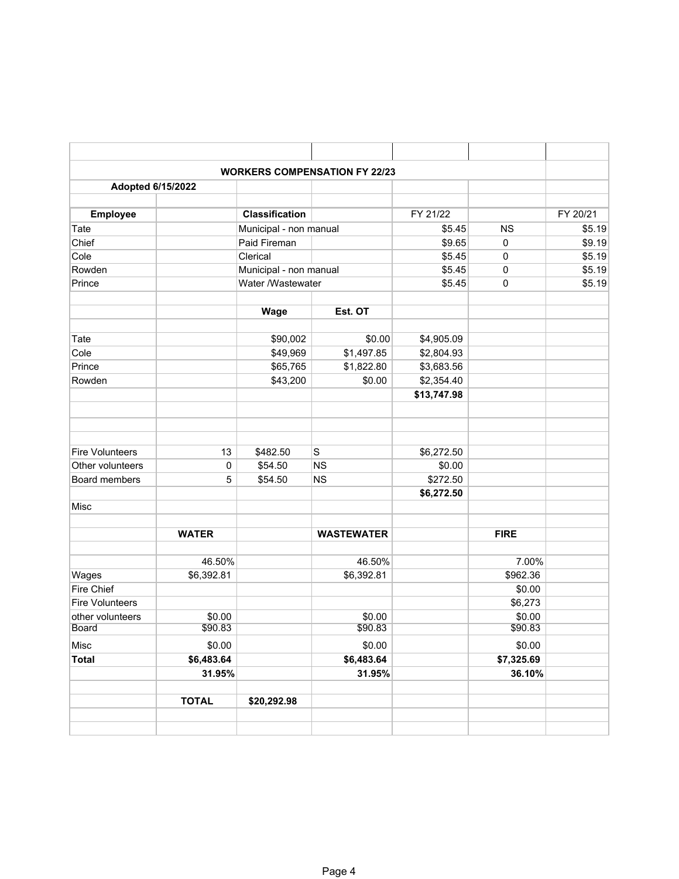## WORKERS COMPENSATION FY 22/23

**Adopted 6/15/2022**

| Employee | | Classification | | FY 21/22 | | FY 20/21 |
|---|---|---|---|---|---|---|
| Tate | | Municipal - non manual | | $5.45 | NS | $5.19 |
| Chief | | Paid Fireman | | $9.65 | 0 | $9.19 |
| Cole | | Clerical | | $5.45 | 0 | $5.19 |
| Rowden | | Municipal - non manual | | $5.45 | 0 | $5.19 |
| Prince | | Water /Wastewater | | $5.45 | 0 | $5.19 |
| | | | | | | |
| | | **Wage** | **Est. OT** | | | |
| | | | | | | |
| Tate | | $90,002 | $0.00 | $4,905.09 | | |
| Cole | | $49,969 | $1,497.85 | $2,804.93 | | |
| Prince | | $65,765 | $1,822.80 | $3,683.56 | | |
| Rowden | | $43,200 | $0.00 | $2,354.40 | | |
| | | | | **$13,747.98** | | |
| | | | | | | |
| Fire Volunteers | 13 | $482.50 | S | $6,272.50 | | |
| Other volunteers | 0 | $54.50 | NS | $0.00 | | |
| Board members | 5 | $54.50 | NS | $272.50 | | |
| | | | | **$6,272.50** | | |
| Misc | | | | | | |
| | | | | | | |
| | **WATER** | | **WASTEWATER** | | **FIRE** | |
| | | | | | | |
| | 46.50% | | 46.50% | | 7.00% | |
| Wages | $6,392.81 | | $6,392.81 | | $962.36 | |
| Fire Chief | | | | | $0.00 | |
| Fire Volunteers | | | | | $6,273 | |
| other volunteers | $0.00 | | $0.00 | | $0.00 | |
| Board | $90.83 | | $90.83 | | $90.83 | |
| Misc | $0.00 | | $0.00 | | $0.00 | |
| **Total** | **$6,483.64** | | **$6,483.64** | | **$7,325.69** | |
| | **31.95%** | | **31.95%** | | **36.10%** | |
| | | | | | | |
| | **TOTAL** | **$20,292.98** | | | | |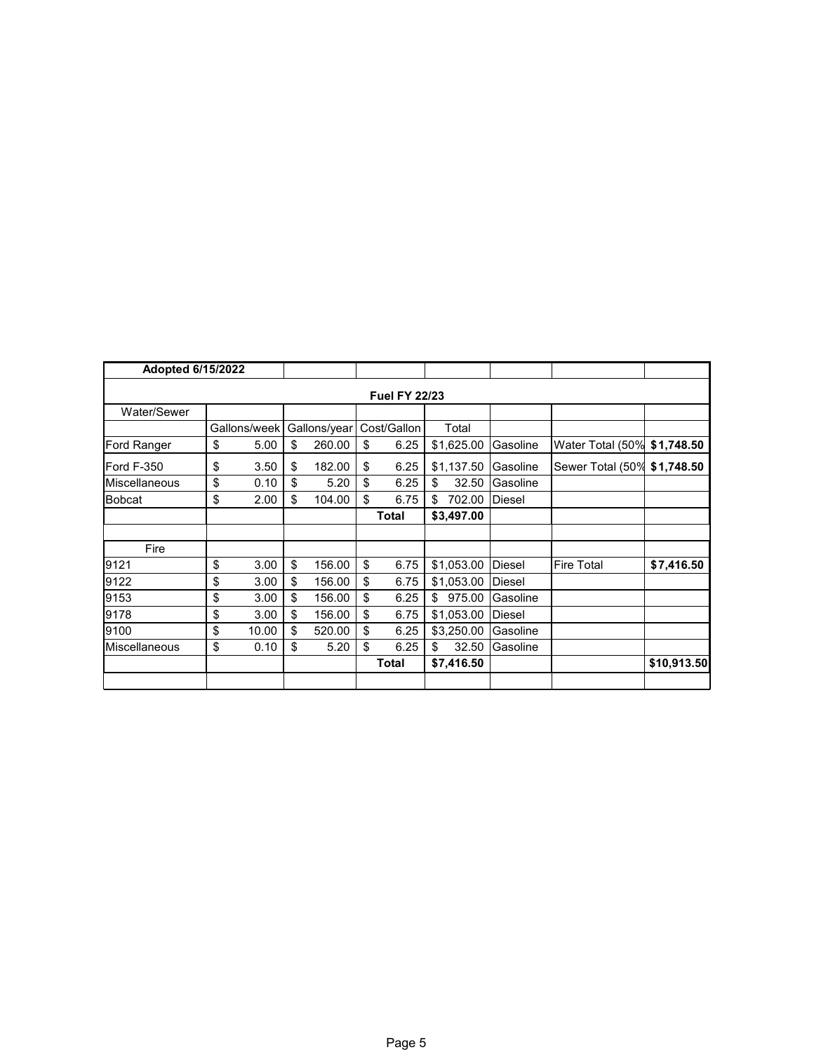| | | | | | | | |
|---|---|---|---|---|---|---|---|
| **Adopted 6/15/2022** | | | | | | | |
| | | | **Fuel FY 22/23** | | | | |
| Water/Sewer | | | | | | | |
| | Gallons/week | Gallons/year | Cost/Gallon | Total | | | |
| Ford Ranger | $ 5.00 | $ 260.00 | $ 6.25 | $1,625.00 | Gasoline | Water Total (50% | **$1,748.50** |
| Ford F-350 | $ 3.50 | $ 182.00 | $ 6.25 | $1,137.50 | Gasoline | Sewer Total (50% | **$1,748.50** |
| Miscellaneous | $ 0.10 | $ 5.20 | $ 6.25 | $ 32.50 | Gasoline | | |
| Bobcat | $ 2.00 | $ 104.00 | $ 6.75 | $ 702.00 | Diesel | | |
| | | | **Total** | **$3,497.00** | | | |
| | | | | | | | |
| Fire | | | | | | | |
| 9121 | $ 3.00 | $ 156.00 | $ 6.75 | $1,053.00 | Diesel | Fire Total | **$7,416.50** |
| 9122 | $ 3.00 | $ 156.00 | $ 6.75 | $1,053.00 | Diesel | | |
| 9153 | $ 3.00 | $ 156.00 | $ 6.25 | $ 975.00 | Gasoline | | |
| 9178 | $ 3.00 | $ 156.00 | $ 6.75 | $1,053.00 | Diesel | | |
| 9100 | $ 10.00 | $ 520.00 | $ 6.25 | $3,250.00 | Gasoline | | |
| Miscellaneous | $ 0.10 | $ 5.20 | $ 6.25 | $ 32.50 | Gasoline | | |
| | | | **Total** | **$7,416.50** | | | **$10,913.50** |